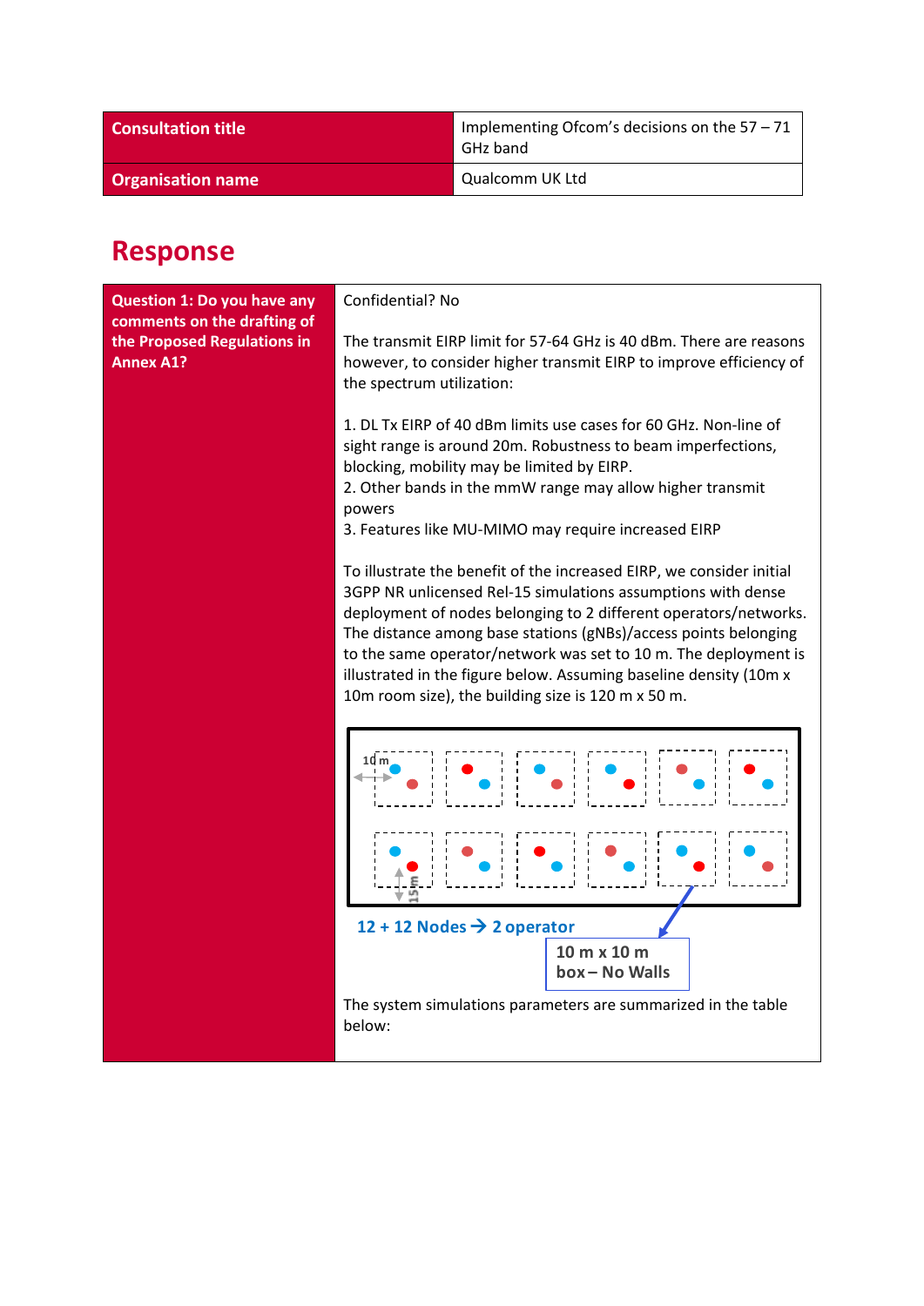| Consultation title | Implementing Ofcom's decisions on the 57 – 71 GHz band |
| --- | --- |
| Organisation name | Qualcomm UK Ltd |

# Response

| Question 1: Do you have any comments on the drafting of the Proposed Regulations in Annex A1? | Confidential? No<br><br>The transmit EIRP limit for 57-64 GHz is 40 dBm. There are reasons however, to consider higher transmit EIRP to improve efficiency of the spectrum utilization:<br><br>1. DL Tx EIRP of 40 dBm limits use cases for 60 GHz. Non-line of sight range is around 20m. Robustness to beam imperfections, blocking, mobility may be limited by EIRP.<br>2. Other bands in the mmW range may allow higher transmit powers<br>3. Features like MU-MIMO may require increased EIRP<br><br>To illustrate the benefit of the increased EIRP, we consider initial 3GPP NR unlicensed Rel-15 simulations assumptions with dense deployment of nodes belonging to 2 different operators/networks. The distance among base stations (gNBs)/access points belonging to the same operator/network was set to 10 m. The deployment is illustrated in the figure below. Assuming baseline density (10m x 10m room size), the building size is 120 m x 50 m.<br><br>10 m<br>15 m<br>12 + 12 Nodes → 2 operator<br>10 m x 10 m box – No Walls<br><br>The system simulations parameters are summarized in the table below: |
| --- | --- |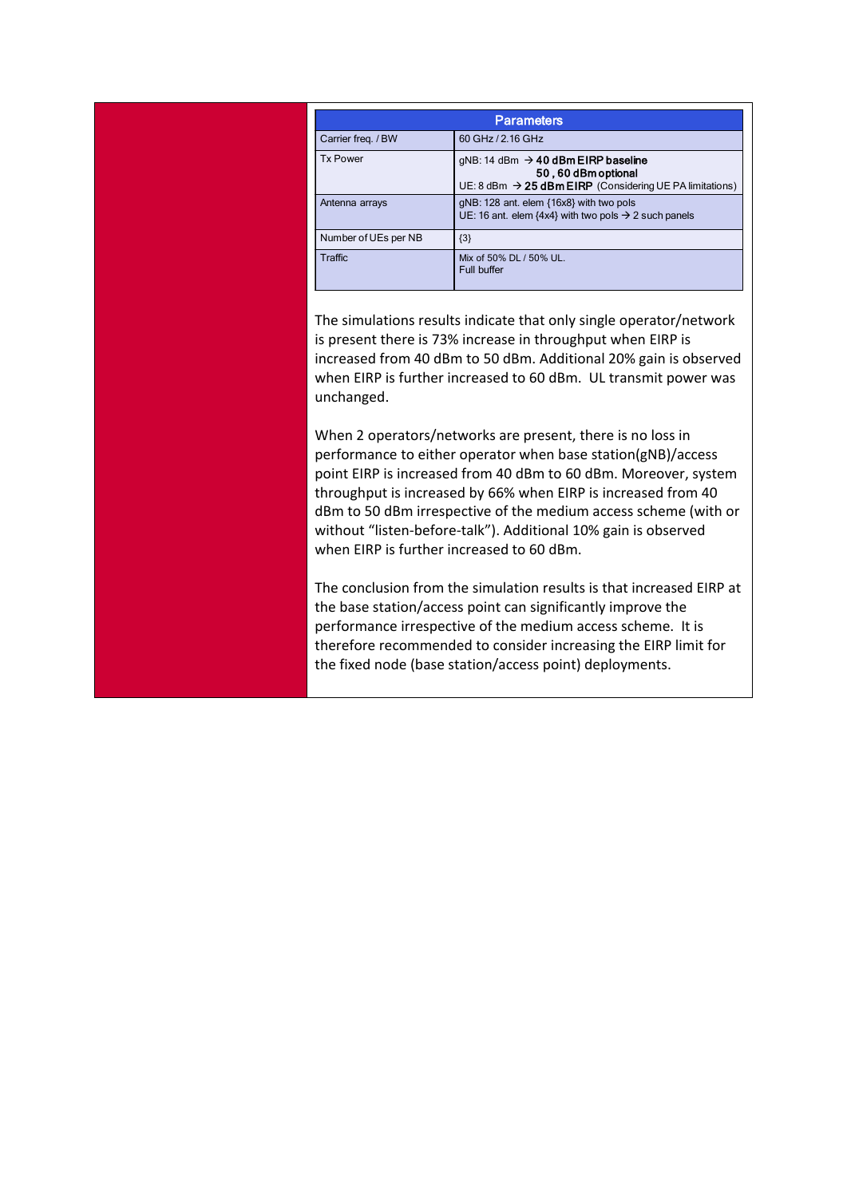| Parameters | |
|---|---|
| Carrier freq. / BW | 60 GHz / 2.16 GHz |
| Tx Power | gNB: 14 dBm → **40 dBm EIRP baseline**<br>**50 , 60 dBm optional**<br>UE: 8 dBm → **25 dBm EIRP** (Considering UE PA limitations) |
| Antenna arrays | gNB: 128 ant. elem {16x8} with two pols<br>UE: 16 ant. elem {4x4} with two pols → 2 such panels |
| Number of UEs per NB | {3} |
| Traffic | Mix of 50% DL / 50% UL.<br>Full buffer |

The simulations results indicate that only single operator/network is present there is 73% increase in throughput when EIRP is increased from 40 dBm to 50 dBm. Additional 20% gain is observed when EIRP is further increased to 60 dBm. UL transmit power was unchanged.

When 2 operators/networks are present, there is no loss in performance to either operator when base station(gNB)/access point EIRP is increased from 40 dBm to 60 dBm. Moreover, system throughput is increased by 66% when EIRP is increased from 40 dBm to 50 dBm irrespective of the medium access scheme (with or without "listen-before-talk"). Additional 10% gain is observed when EIRP is further increased to 60 dBm.

The conclusion from the simulation results is that increased EIRP at the base station/access point can significantly improve the performance irrespective of the medium access scheme. It is therefore recommended to consider increasing the EIRP limit for the fixed node (base station/access point) deployments.